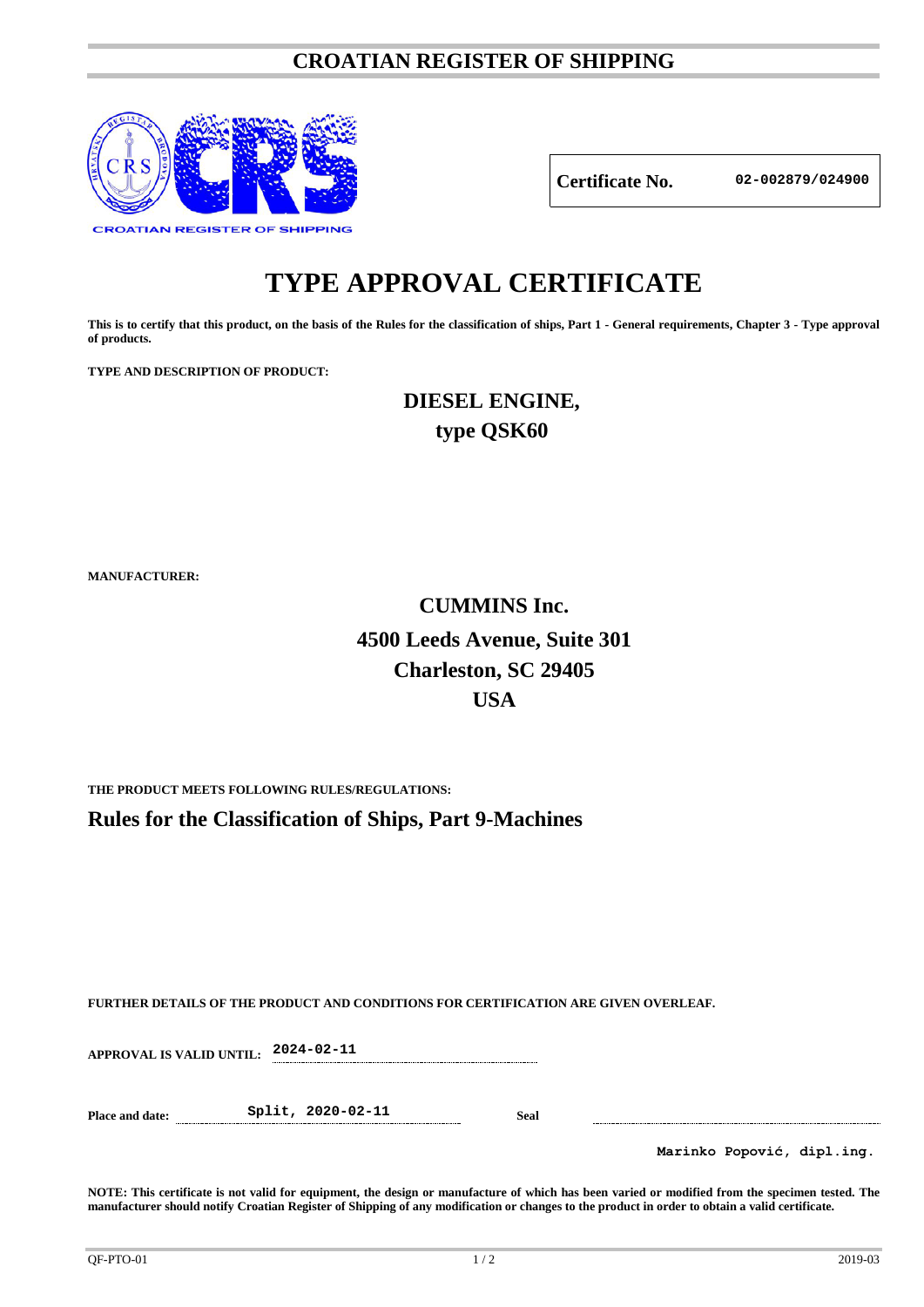# CROATIAN REGISTER OF SHIPPING

CROATIAN REGISTER OF SHIPPING

| Certificate No. | 02-002879/024900 |
|---|---|

# TYPE APPROVAL CERTIFICATE

**This is to certify that this product, on the basis of the Rules for the classification of ships, Part 1 - General requirements, Chapter 3 - Type approval of products.**

**TYPE AND DESCRIPTION OF PRODUCT:**

**DIESEL ENGINE,**
**type QSK60**

**MANUFACTURER:**

**CUMMINS Inc.**
**4500 Leeds Avenue, Suite 301**
**Charleston, SC 29405**
**USA**

**THE PRODUCT MEETS FOLLOWING RULES/REGULATIONS:**

## Rules for the Classification of Ships, Part 9-Machines

**FURTHER DETAILS OF THE PRODUCT AND CONDITIONS FOR CERTIFICATION ARE GIVEN OVERLEAF.**

**APPROVAL IS VALID UNTIL:** 2024-02-11

**Place and date:** Split, 2020-02-11 **Seal**

Marinko Popović, dipl.ing.

**NOTE: This certificate is not valid for equipment, the design or manufacture of which has been varied or modified from the specimen tested. The manufacturer should notify Croatian Register of Shipping of any modification or changes to the product in order to obtain a valid certificate.**

QF-PTO-01 2019-03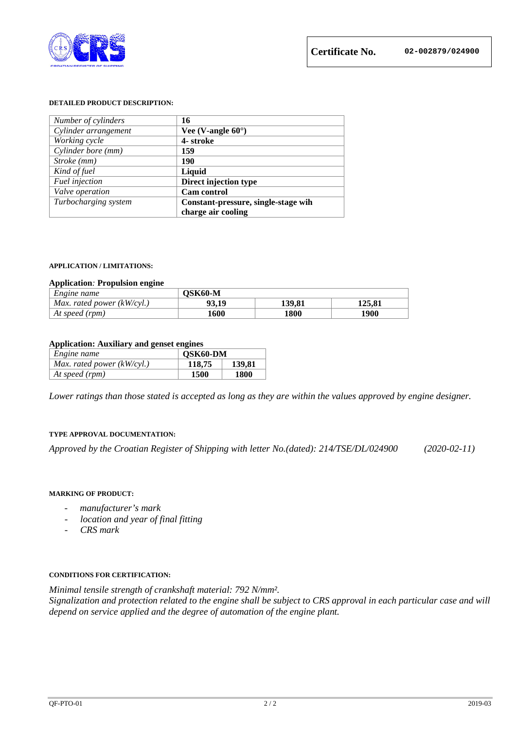**Certificate No.** 02-002879/024900

#### DETAILED PRODUCT DESCRIPTION:

| | |
|---|---|
| *Number of cylinders* | **16** |
| *Cylinder arrangement* | **Vee (V-angle 60°)** |
| *Working cycle* | **4- stroke** |
| *Cylinder bore (mm)* | **159** |
| *Stroke (mm)* | **190** |
| *Kind of fuel* | **Liquid** |
| *Fuel injection* | **Direct injection type** |
| *Valve operation* | **Cam control** |
| *Turbocharging system* | **Constant-pressure, single-stage wih charge air cooling** |

#### APPLICATION / LIMITATIONS:

**Application***:* **Propulsion engine**

| | | | |
|---|---|---|---|
| *Engine name* | **QSK60-M** | | |
| *Max. rated power (kW/cyl.)* | **93,19** | **139,81** | **125,81** |
| *At speed (rpm)* | **1600** | **1800** | **1900** |

**Application: Auxiliary and genset engines**

| | | |
|---|---|---|
| *Engine name* | **QSK60-DM** | |
| *Max. rated power (kW/cyl.)* | **118,75** | **139,81** |
| *At speed (rpm)* | **1500** | **1800** |

*Lower ratings than those stated is accepted as long as they are within the values approved by engine designer.*

#### TYPE APPROVAL DOCUMENTATION:

*Approved by the Croatian Register of Shipping with letter No.(dated): 214/TSE/DL/024900 (2020-02-11)*

#### MARKING OF PRODUCT:

- *manufacturer's mark*
- *location and year of final fitting*
- *CRS mark*

#### CONDITIONS FOR CERTIFICATION:

*Minimal tensile strength of crankshaft material: 792 N/mm².*
*Signalization and protection related to the engine shall be subject to CRS approval in each particular case and will depend on service applied and the degree of automation of the engine plant.*